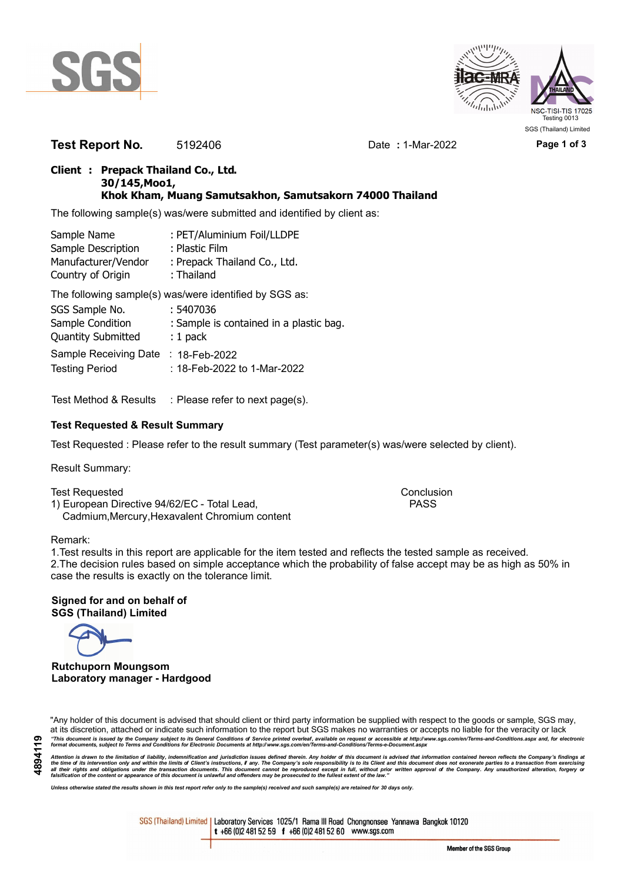**Test Report No.** 5192406 Date : 1-Mar-2022

**Client : Prepack Thailand Co., Ltd.**
**30/145,Moo1,**
**Khok Kham, Muang Samutsakhon, Samutsakorn 74000 Thailand**

The following sample(s) was/were submitted and identified by client as:

| | |
|---|---|
| Sample Name | : PET/Aluminium Foil/LLDPE |
| Sample Description | : Plastic Film |
| Manufacturer/Vendor | : Prepack Thailand Co., Ltd. |
| Country of Origin | : Thailand |

The following sample(s) was/were identified by SGS as:

| | |
|---|---|
| SGS Sample No. | : 5407036 |
| Sample Condition | : Sample is contained in a plastic bag. |
| Quantity Submitted | : 1 pack |
| Sample Receiving Date | : 18-Feb-2022 |
| Testing Period | : 18-Feb-2022 to 1-Mar-2022 |

Test Method & Results : Please refer to next page(s).

**Test Requested & Result Summary**

Test Requested : Please refer to the result summary (Test parameter(s) was/were selected by client).

Result Summary:

| Test Requested | Conclusion |
|---|---|
| 1) European Directive 94/62/EC - Total Lead, Cadmium,Mercury,Hexavalent Chromium content | PASS |

Remark:
1.Test results in this report are applicable for the item tested and reflects the tested sample as received.
2.The decision rules based on simple acceptance which the probability of false accept may be as high as 50% in case the results is exactly on the tolerance limit.

**Signed for and on behalf of**
**SGS (Thailand) Limited**

**Rutchuporn Moungsom**
**Laboratory manager - Hardgood**

"Any holder of this document is advised that should client or third party information be supplied with respect to the goods or sample, SGS may, at its discretion, attached or indicate such information to the report but SGS makes no warranties or accepts no liable for the veracity or lack

*"This document is issued by the Company subject to its General Conditions of Service printed overleaf, available on request or accessible at http://www.sgs.com/en/Terms-and-Conditions.aspx and, for electronic format documents, subject to Terms and Conditions for Electronic Documents at http://www.sgs.com/en/Terms-and-Conditions/Terms-e-Document.aspx*

*Attention is drawn to the limitation of liability, indemnification and jurisdiction issues defined therein. Any holder of this document is advised that information contained hereon reflects the Company's findings at the time of its intervention only and within the limits of Client's instructions, if any. The Company's sole responsibility is to its Client and this document does not exonerate parties to a transaction from exercising all their rights and obligations under the transaction documents. This document cannot be reproduced except in full, without prior written approval of the Company. Any unauthorized alteration, forgery or falsification of the content or appearance of this document is unlawful and offenders may be prosecuted to the fullest extent of the law."*

*Unless otherwise stated the results shown in this test report refer only to the sample(s) received and such sample(s) are retained for 30 days only.*

4894119

SGS (Thailand) Limited | Laboratory Services 1025/1 Rama III Road Chongnonsee Yannawa Bangkok 10120
t +66 (0)2 481 52 59 f +66 (0)2 481 52 60 www.sgs.com

Member of the SGS Group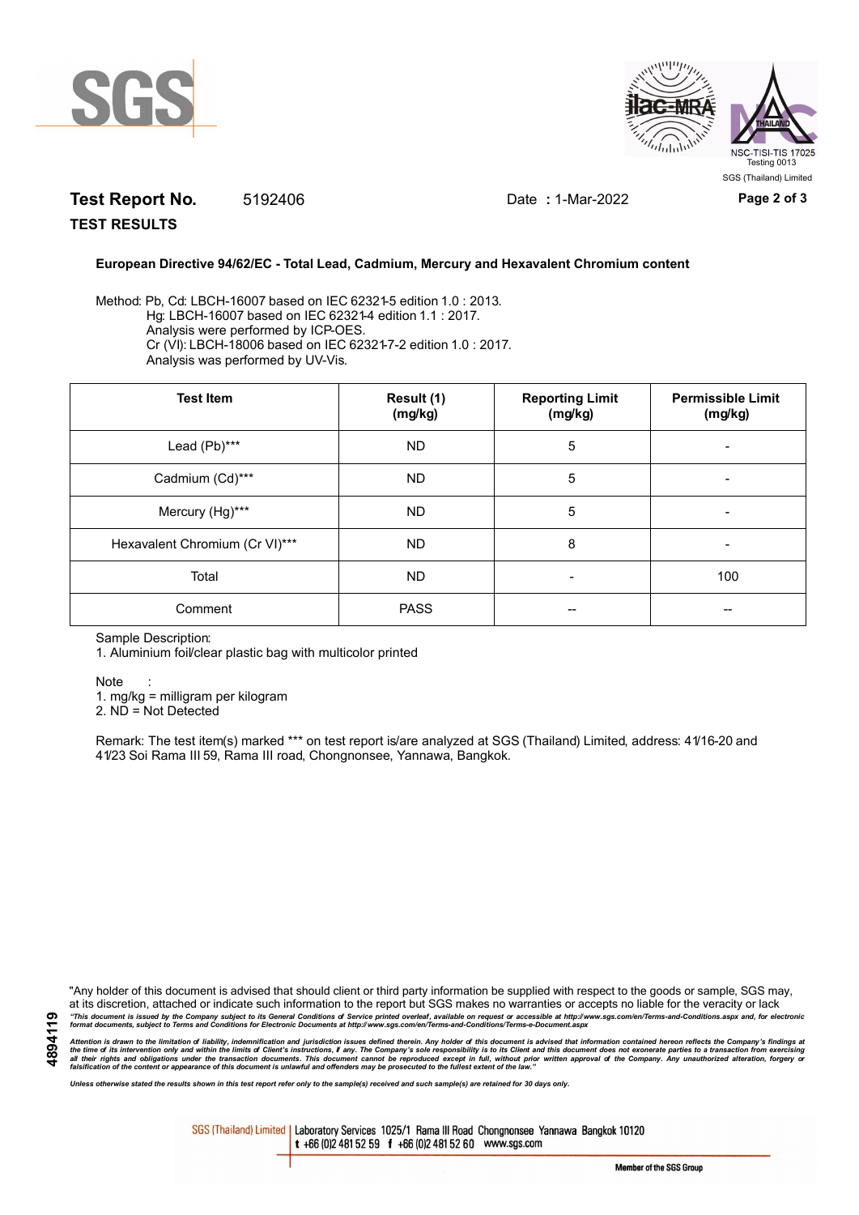**Test Report No.** 5192406 Date **:** 1-Mar-2022

**TEST RESULTS**

**European Directive 94/62/EC - Total Lead, Cadmium, Mercury and Hexavalent Chromium content**

Method: Pb, Cd: LBCH-16007 based on IEC 62321-5 edition 1.0 : 2013.
Hg: LBCH-16007 based on IEC 62321-4 edition 1.1 : 2017.
Analysis were performed by ICP-OES.
Cr (VI): LBCH-18006 based on IEC 62321-7-2 edition 1.0 : 2017.
Analysis was performed by UV-Vis.

| Test Item | Result (1) (mg/kg) | Reporting Limit (mg/kg) | Permissible Limit (mg/kg) |
|---|---|---|---|
| Lead (Pb)*** | ND | 5 | - |
| Cadmium (Cd)*** | ND | 5 | - |
| Mercury (Hg)*** | ND | 5 | - |
| Hexavalent Chromium (Cr VI)*** | ND | 8 | - |
| Total | ND | - | 100 |
| Comment | PASS | -- | -- |

Sample Description:
1. Aluminium foil/clear plastic bag with multicolor printed

Note :
1. mg/kg = milligram per kilogram
2. ND = Not Detected

Remark: The test item(s) marked *** on test report is/are analyzed at SGS (Thailand) Limited, address: 41/16-20 and 41/23 Soi Rama III 59, Rama III road, Chongnonsee, Yannawa, Bangkok.

"Any holder of this document is advised that should client or third party information be supplied with respect to the goods or sample, SGS may, at its discretion, attached or indicate such information to the report but SGS makes no warranties or accepts no liable for the veracity or lack

*"This document is issued by the Company subject to its General Conditions of Service printed overleaf, available on request or accessible at http://www.sgs.com/en/Terms-and-Conditions.aspx and, for electronic format documents, subject to Terms and Conditions for Electronic Documents at http://www.sgs.com/en/Terms-and-Conditions/Terms-e-Document.aspx*

*Attention is drawn to the limitation of liability, indemnification and jurisdiction issues defined therein. Any holder of this document is advised that information contained hereon reflects the Company's findings at the time of its intervention only and within the limits of Client's instructions, if any. The Company's sole responsibility is to its Client and this document does not exonerate parties to a transaction from exercising all their rights and obligations under the transaction documents. This document cannot be reproduced except in full, without prior written approval of the Company. Any unauthorized alteration, forgery or falsification of the content or appearance of this document is unlawful and offenders may be prosecuted to the fullest extent of the law."*

*Unless otherwise stated the results shown in this test report refer only to the sample(s) received and such sample(s) are retained for 30 days only.*

SGS (Thailand) Limited | Laboratory Services 1025/1 Rama III Road Chongnonsee Yannawa Bangkok 10120
t +66 (0)2 481 52 59 f +66 (0)2 481 52 60 www.sgs.com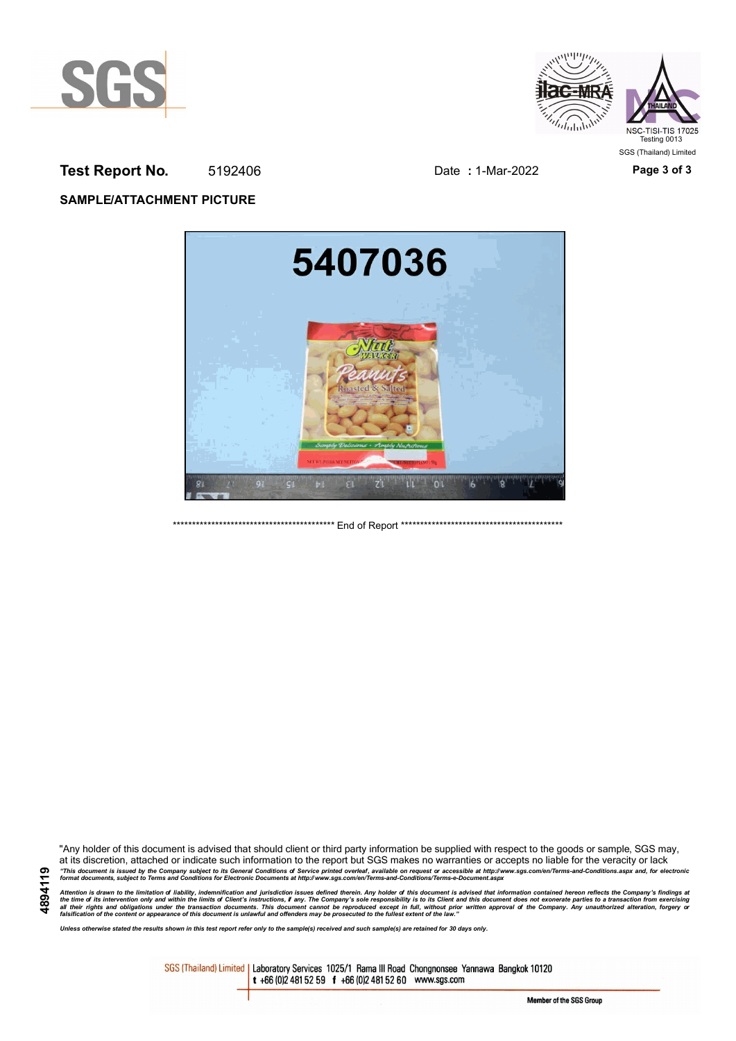**Test Report No.** 5192406 Date **:** 1-Mar-2022

**SAMPLE/ATTACHMENT PICTURE**

5407036

\*\*\*\*\*\*\*\*\*\*\*\*\*\*\*\*\*\*\*\*\*\*\*\*\*\*\*\*\*\*\*\*\*\*\*\*\*\*\*\*\*\*\*\*\* End of Report \*\*\*\*\*\*\*\*\*\*\*\*\*\*\*\*\*\*\*\*\*\*\*\*\*\*\*\*\*\*\*\*\*\*\*\*\*\*\*\*\*\*\*\*\*

"Any holder of this document is advised that should client or third party information be supplied with respect to the goods or sample, SGS may, at its discretion, attached or indicate such information to the report but SGS makes no warranties or accepts no liable for the veracity or lack

*"This document is issued by the Company subject to its General Conditions of Service printed overleaf, available on request or accessible at http://www.sgs.com/en/Terms-and-Conditions.aspx and, for electronic format documents, subject to Terms and Conditions for Electronic Documents at http://www.sgs.com/en/Terms-and-Conditions/Terms-e-Document.aspx*

*Attention is drawn to the limitation of liability, indemnification and jurisdiction issues defined therein. Any holder of this document is advised that information contained hereon reflects the Company's findings at the time of its intervention only and within the limits of Client's instructions, if any. The Company's sole responsibility is to its Client and this document does not exonerate parties to a transaction from exercising all their rights and obligations under the transaction documents. This document cannot be reproduced except in full, without prior written approval of the Company. Any unauthorized alteration, forgery or falsification of the content or appearance of this document is unlawful and offenders may be prosecuted to the fullest extent of the law."*

*Unless otherwise stated the results shown in this test report refer only to the sample(s) received and such sample(s) are retained for 30 days only.*

4894119

SGS (Thailand) Limited | Laboratory Services 1025/1 Rama III Road Chongnonsee Yannawa Bangkok 10120
t +66 (0)2 481 52 59 f +66 (0)2 481 52 60 www.sgs.com

Member of the SGS Group